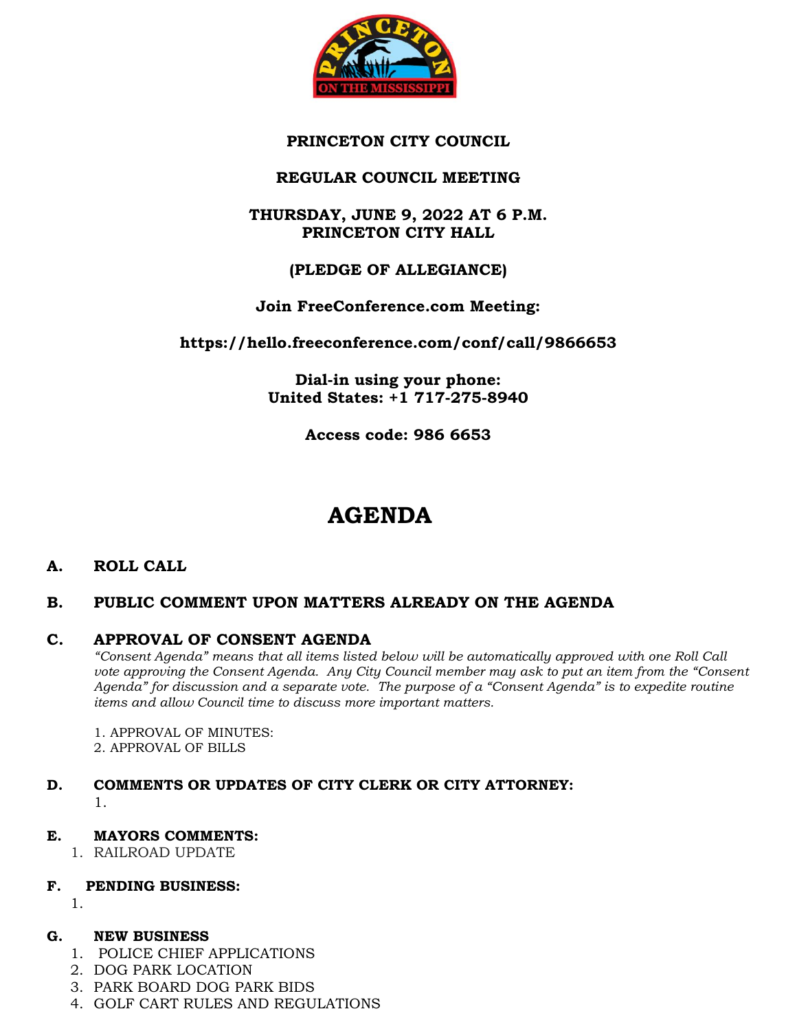**PRINCETON CITY COUNCIL**

**REGULAR COUNCIL MEETING**

**THURSDAY, JUNE 9, 2022 AT 6 P.M.**
**PRINCETON CITY HALL**

**(PLEDGE OF ALLEGIANCE)**

**Join FreeConference.com Meeting:**

**https://hello.freeconference.com/conf/call/9866653**

**Dial-in using your phone:**
**United States: +1 717-275-8940**

**Access code: 986 6653**

# AGENDA

**A. ROLL CALL**

**B. PUBLIC COMMENT UPON MATTERS ALREADY ON THE AGENDA**

**C. APPROVAL OF CONSENT AGENDA**

*"Consent Agenda" means that all items listed below will be automatically approved with one Roll Call vote approving the Consent Agenda. Any City Council member may ask to put an item from the "Consent Agenda" for discussion and a separate vote. The purpose of a "Consent Agenda" is to expedite routine items and allow Council time to discuss more important matters.*

1. APPROVAL OF MINUTES:
2. APPROVAL OF BILLS

**D. COMMENTS OR UPDATES OF CITY CLERK OR CITY ATTORNEY:**

1.

**E. MAYORS COMMENTS:**

1. RAILROAD UPDATE

**F. PENDING BUSINESS:**

1.

**G. NEW BUSINESS**

1. POLICE CHIEF APPLICATIONS
2. DOG PARK LOCATION
3. PARK BOARD DOG PARK BIDS
4. GOLF CART RULES AND REGULATIONS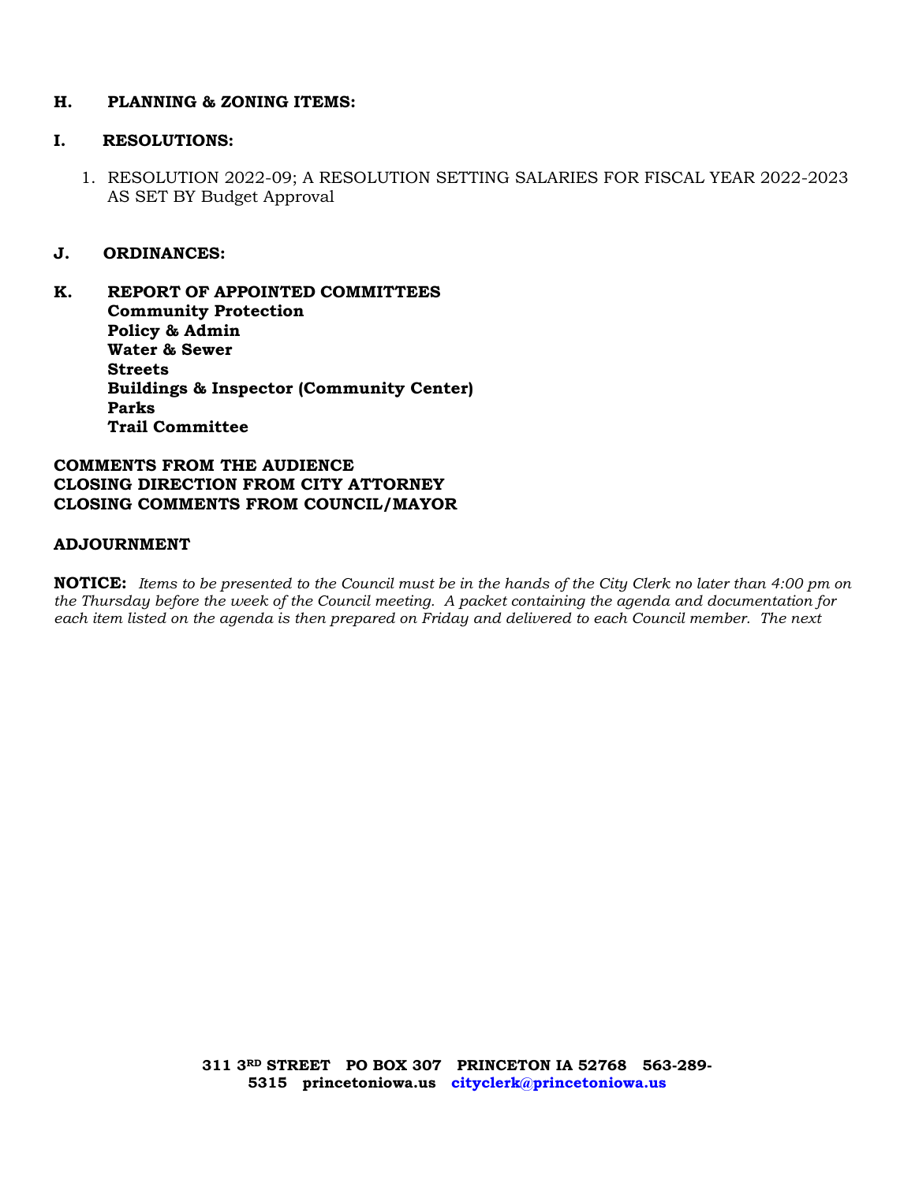**H. PLANNING & ZONING ITEMS:**

**I. RESOLUTIONS:**

1. RESOLUTION 2022-09; A RESOLUTION SETTING SALARIES FOR FISCAL YEAR 2022-2023 AS SET BY Budget Approval

**J. ORDINANCES:**

**K. REPORT OF APPOINTED COMMITTEES**
**Community Protection**
**Policy & Admin**
**Water & Sewer**
**Streets**
**Buildings & Inspector (Community Center)**
**Parks**
**Trail Committee**

**COMMENTS FROM THE AUDIENCE**
**CLOSING DIRECTION FROM CITY ATTORNEY**
**CLOSING COMMENTS FROM COUNCIL/MAYOR**

**ADJOURNMENT**

**NOTICE:** *Items to be presented to the Council must be in the hands of the City Clerk no later than 4:00 pm on the Thursday before the week of the Council meeting. A packet containing the agenda and documentation for each item listed on the agenda is then prepared on Friday and delivered to each Council member. The next*

**311 3RD STREET PO BOX 307 PRINCETON IA 52768 563-289-5315 princetoniowa.us cityclerk@princetoniowa.us**